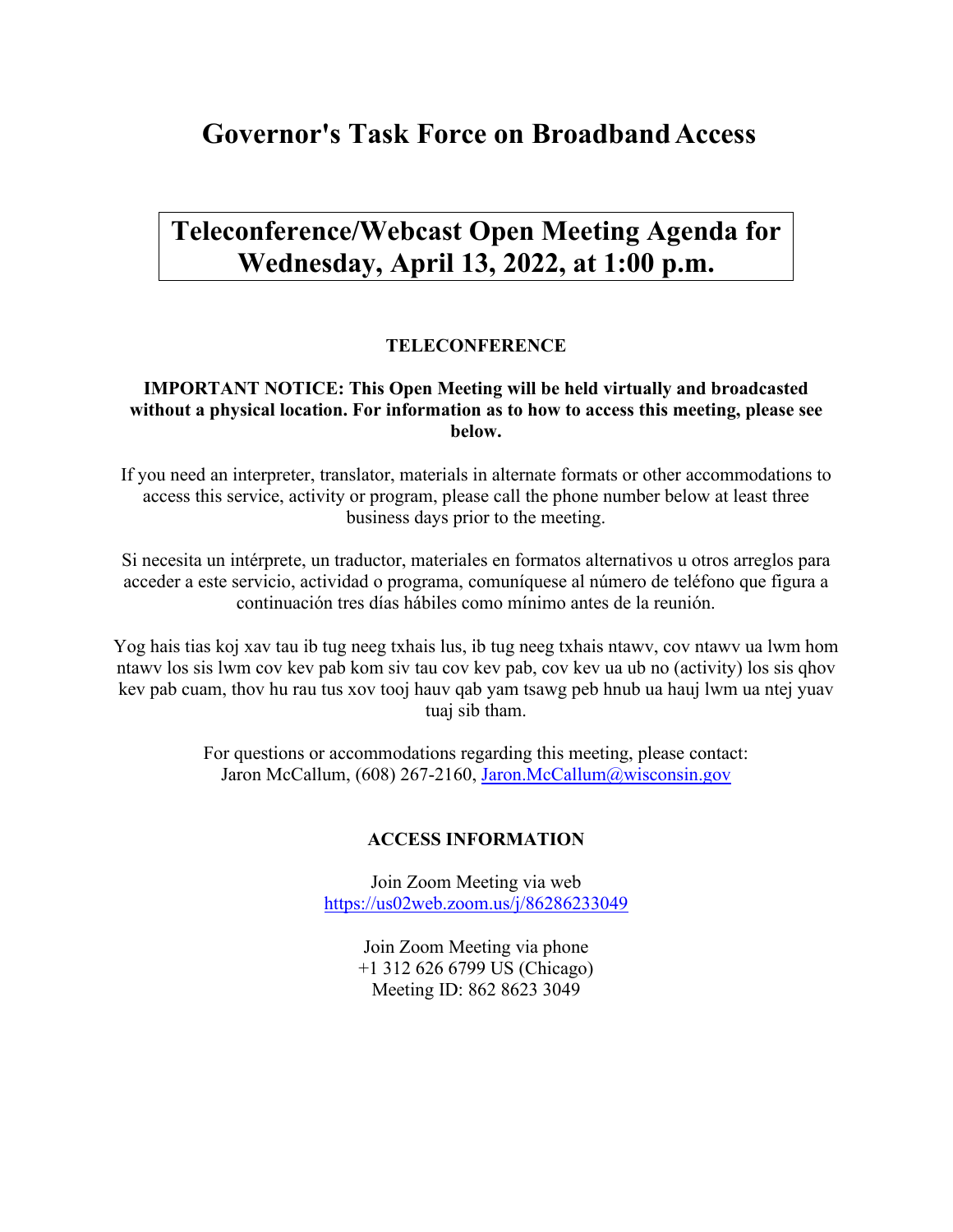# Governor's Task Force on Broadband Access

## Teleconference/Webcast Open Meeting Agenda for Wednesday, April 13, 2022, at 1:00 p.m.

**TELECONFERENCE**

**IMPORTANT NOTICE: This Open Meeting will be held virtually and broadcasted without a physical location. For information as to how to access this meeting, please see below.**

If you need an interpreter, translator, materials in alternate formats or other accommodations to access this service, activity or program, please call the phone number below at least three business days prior to the meeting.

Si necesita un intérprete, un traductor, materiales en formatos alternativos u otros arreglos para acceder a este servicio, actividad o programa, comuníquese al número de teléfono que figura a continuación tres días hábiles como mínimo antes de la reunión.

Yog hais tias koj xav tau ib tug neeg txhais lus, ib tug neeg txhais ntawv, cov ntawv ua lwm hom ntawv los sis lwm cov kev pab kom siv tau cov kev pab, cov kev ua ub no (activity) los sis qhov kev pab cuam, thov hu rau tus xov tooj hauv qab yam tsawg peb hnub ua hauj lwm ua ntej yuav tuaj sib tham.

For questions or accommodations regarding this meeting, please contact:
Jaron McCallum, (608) 267-2160, Jaron.McCallum@wisconsin.gov

**ACCESS INFORMATION**

Join Zoom Meeting via web
https://us02web.zoom.us/j/86286233049

Join Zoom Meeting via phone
+1 312 626 6799 US (Chicago)
Meeting ID: 862 8623 3049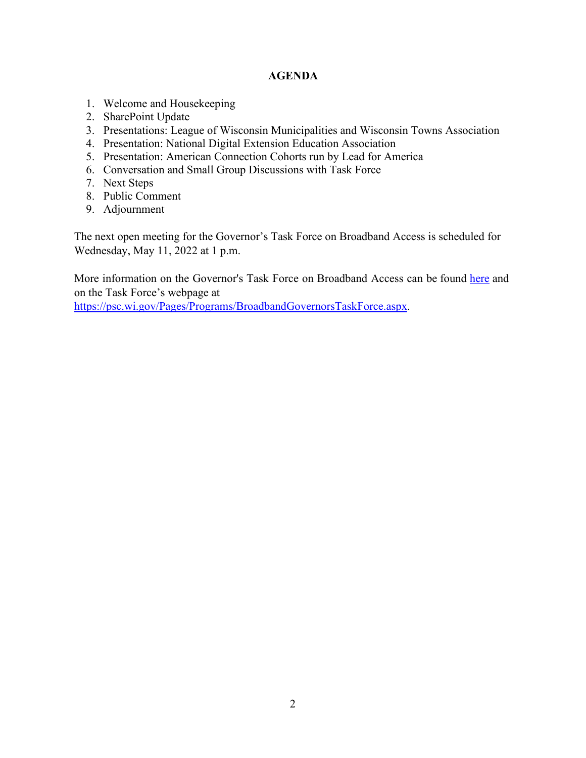**AGENDA**

1. Welcome and Housekeeping
2. SharePoint Update
3. Presentations: League of Wisconsin Municipalities and Wisconsin Towns Association
4. Presentation: National Digital Extension Education Association
5. Presentation: American Connection Cohorts run by Lead for America
6. Conversation and Small Group Discussions with Task Force
7. Next Steps
8. Public Comment
9. Adjournment

The next open meeting for the Governor's Task Force on Broadband Access is scheduled for Wednesday, May 11, 2022 at 1 p.m.

More information on the Governor's Task Force on Broadband Access can be found here and on the Task Force's webpage at https://psc.wi.gov/Pages/Programs/BroadbandGovernorsTaskForce.aspx.